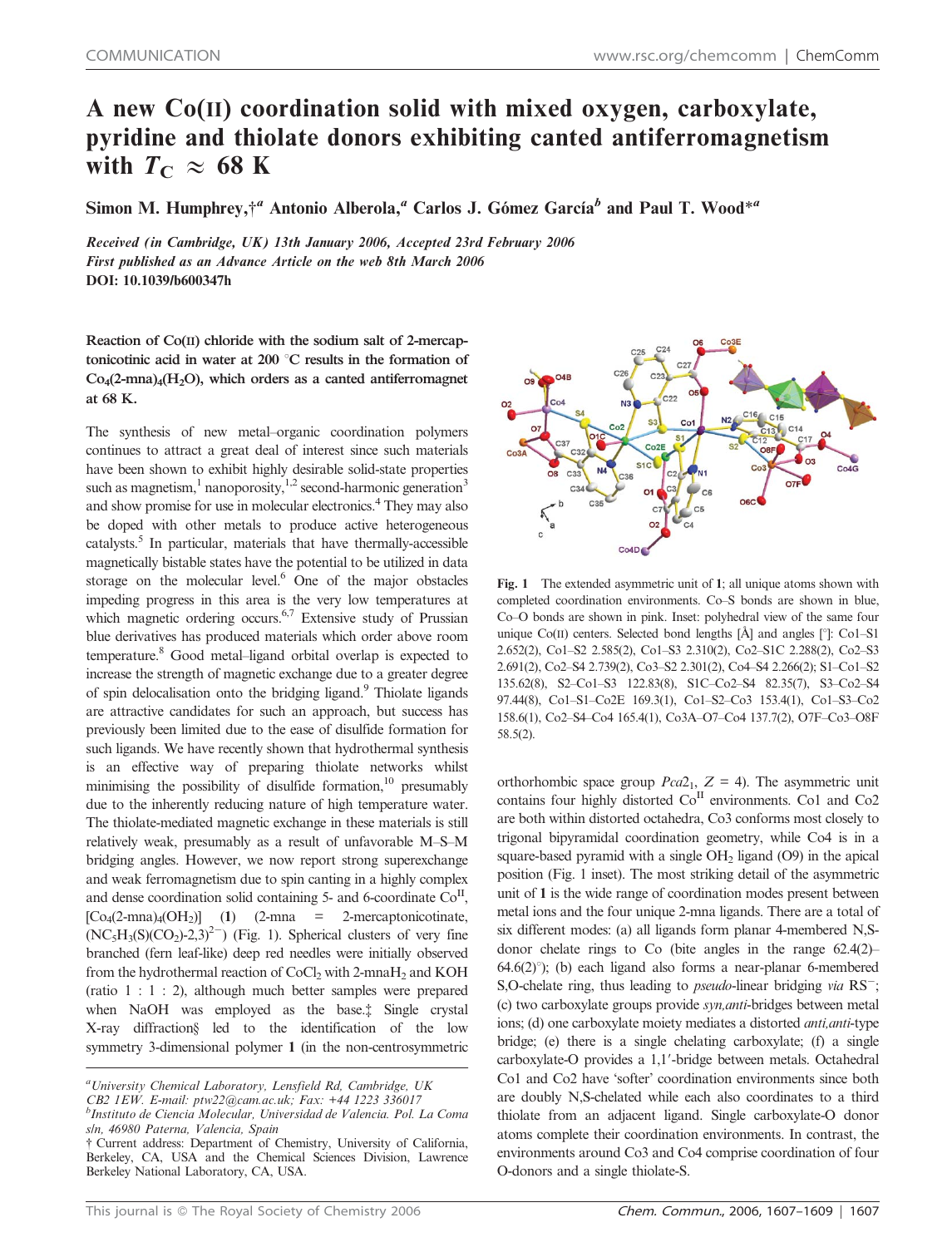COMMUNICATION

# A new Co(II) coordination solid with mixed oxygen, carboxylate, pyridine and thiolate donors exhibiting canted antiferromagnetism with $T_C \approx 68$ K

**Simon M. Humphrey,†[a] Antonio Alberola,[a] Carlos J. Gómez García[b] and Paul T. Wood*[a]**

*Received (in Cambridge, UK) 13th January 2006, Accepted 23rd February 2006*
*First published as an Advance Article on the web 8th March 2006*
**DOI: 10.1039/b600347h**

**Reaction of Co(II) chloride with the sodium salt of 2-mercaptonicotinic acid in water at 200 °C results in the formation of $Co_4$(2-mna)$_4$($H_2O$), which orders as a canted antiferromagnet at 68 K.**

The synthesis of new metal–organic coordination polymers continues to attract a great deal of interest since such materials have been shown to exhibit highly desirable solid-state properties such as magnetism,[1] nanoporosity,[1,2] second-harmonic generation[3] and show promise for use in molecular electronics.[4] They may also be doped with other metals to produce active heterogeneous catalysts.[5] In particular, materials that have thermally-accessible magnetically bistable states have the potential to be utilized in data storage on the molecular level.[6] One of the major obstacles impeding progress in this area is the very low temperatures at which magnetic ordering occurs.[6,7] Extensive study of Prussian blue derivatives has produced materials which order above room temperature.[8] Good metal–ligand orbital overlap is expected to increase the strength of magnetic exchange due to a greater degree of spin delocalisation onto the bridging ligand.[9] Thiolate ligands are attractive candidates for such an approach, but success has previously been limited due to the ease of disulfide formation for such ligands. We have recently shown that hydrothermal synthesis is an effective way of preparing thiolate networks whilst minimising the possibility of disulfide formation,[10] presumably due to the inherently reducing nature of high temperature water. The thiolate-mediated magnetic exchange in these materials is still relatively weak, presumably as a result of unfavorable M–S–M bridging angles. However, we now report strong superexchange and weak ferromagnetism due to spin canting in a highly complex and dense coordination solid containing 5- and 6-coordinate $Co^{II}$, [$Co_4$(2-mna)$_4$($OH_2$)] (**1**) (2-mna = 2-mercaptonicotinate, ($NC_5H_3$(S)($CO_2$)-2,3)$^{2-}$) (Fig. 1). Spherical clusters of very fine branched (fern leaf-like) deep red needles were initially observed from the hydrothermal reaction of $CoCl_2$ with 2-mna$H_2$ and KOH (ratio 1 : 1 : 2), although much better samples were prepared when NaOH was employed as the base.‡ Single crystal X-ray diffraction§ led to the identification of the low symmetry 3-dimensional polymer **1** (in the non-centrosymmetric

**Fig. 1** The extended asymmetric unit of **1**; all unique atoms shown with completed coordination environments. Co–S bonds are shown in blue, Co–O bonds are shown in pink. Inset: polyhedral view of the same four unique Co(II) centers. Selected bond lengths [Å] and angles [°]: Co1–S1 2.652(2), Co1–S2 2.585(2), Co1–S3 2.310(2), Co2–S1C 2.288(2), Co2–S3 2.691(2), Co2–S4 2.739(2), Co3–S2 2.301(2), Co4–S4 2.266(2); S1–Co1–S2 135.62(8), S2–Co1–S3 122.83(8), S1C–Co2–S4 82.35(7), S3–Co2–S4 97.44(8), Co1–S1–Co2E 169.3(1), Co1–S2–Co3 153.4(1), Co1–S3–Co2 158.6(1), Co2–S4–Co4 165.4(1), Co3A–O7–Co4 137.7(2), O7F–Co3–O8F 58.5(2).

orthorhombic space group $Pca2_1$, $Z = 4$). The asymmetric unit contains four highly distorted $Co^{II}$ environments. Co1 and Co2 are both within distorted octahedra, Co3 conforms most closely to trigonal bipyramidal coordination geometry, while Co4 is in a square-based pyramid with a single $OH_2$ ligand (O9) in the apical position (Fig. 1 inset). The most striking detail of the asymmetric unit of **1** is the wide range of coordination modes present between metal ions and the four unique 2-mna ligands. There are a total of six different modes: (a) all ligands form planar 4-membered N,S-donor chelate rings to Co (bite angles in the range 62.4(2)–64.6(2)°); (b) each ligand also forms a near-planar 6-membered S,O-chelate ring, thus leading to *pseudo*-linear bridging *via* $RS^-$; (c) two carboxylate groups provide *syn,anti*-bridges between metal ions; (d) one carboxylate moiety mediates a distorted *anti,anti*-type bridge; (e) there is a single chelating carboxylate; (f) a single carboxylate-O provides a 1,1′-bridge between metals. Octahedral Co1 and Co2 have 'softer' coordination environments since both are doubly N,S-chelated while each also coordinates to a third thiolate from an adjacent ligand. Single carboxylate-O donor atoms complete their coordination environments. In contrast, the environments around Co3 and Co4 comprise coordination of four O-donors and a single thiolate-S.

[a]University Chemical Laboratory, Lensfield Rd, Cambridge, UK CB2 1EW. E-mail: ptw22@cam.ac.uk; Fax: +44 1223 336017
[b]Instituto de Ciencia Molecular, Universidad de Valencia. Pol. La Coma s/n, 46980 Paterna, Valencia, Spain
† Current address: Department of Chemistry, University of California, Berkeley, CA, USA and the Chemical Sciences Division, Lawrence Berkeley National Laboratory, CA, USA.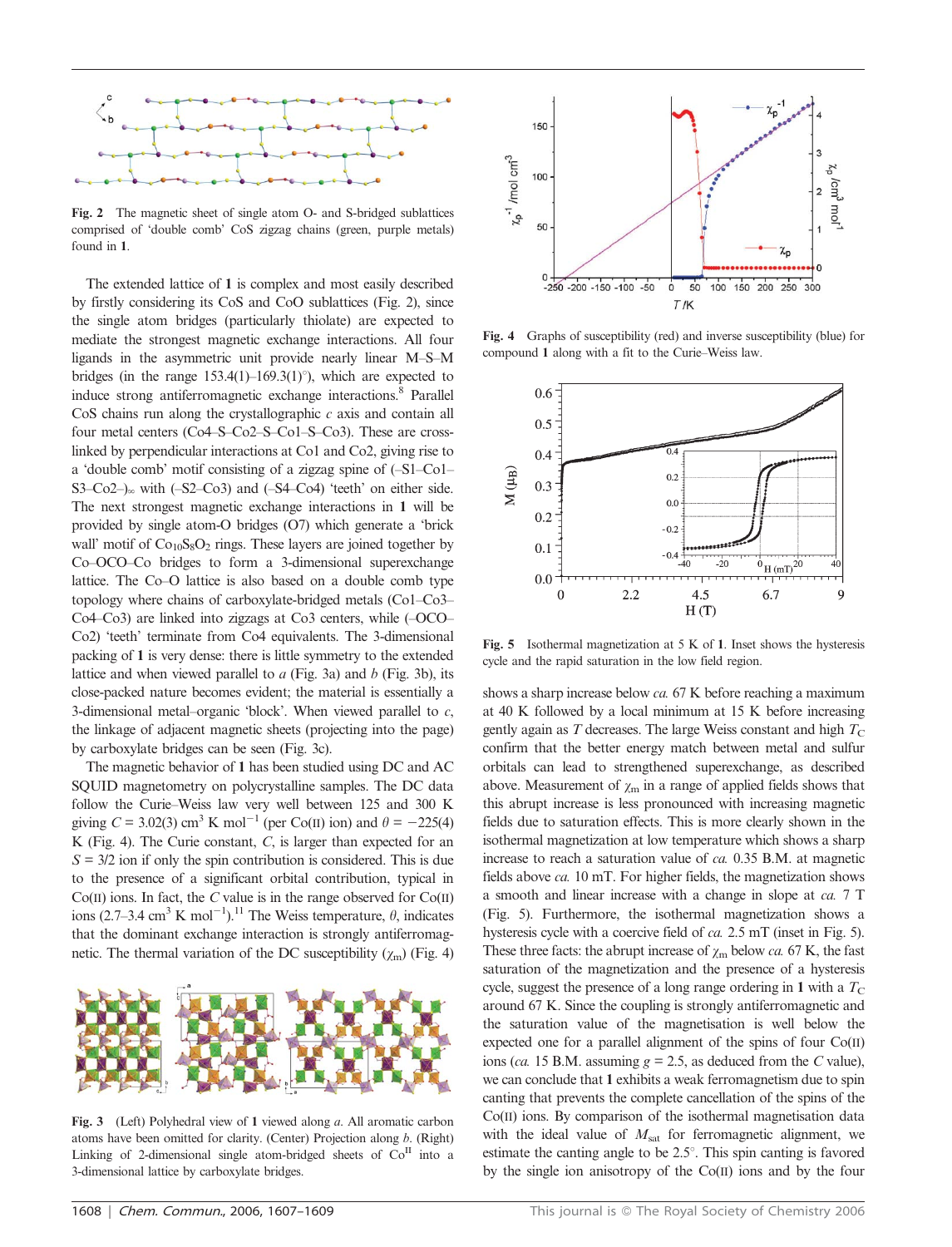**Fig. 2** The magnetic sheet of single atom O- and S-bridged sublattices comprised of 'double comb' CoS zigzag chains (green, purple metals) found in **1**.

The extended lattice of **1** is complex and most easily described by firstly considering its CoS and CoO sublattices (Fig. 2), since the single atom bridges (particularly thiolate) are expected to mediate the strongest magnetic exchange interactions. All four ligands in the asymmetric unit provide nearly linear M–S–M bridges (in the range 153.4(1)–169.3(1)°), which are expected to induce strong antiferromagnetic exchange interactions.[8] Parallel CoS chains run along the crystallographic *c* axis and contain all four metal centers (Co4–S–Co2–S–Co1–S–Co3). These are cross-linked by perpendicular interactions at Co1 and Co2, giving rise to a 'double comb' motif consisting of a zigzag spine of $(\text{–S1–Co1–S3–Co2–})_\infty$ with (–S2–Co3) and (–S4–Co4) 'teeth' on either side. The next strongest magnetic exchange interactions in **1** will be provided by single atom-O bridges (O7) which generate a 'brick wall' motif of $Co_{10}S_8O_2$ rings. These layers are joined together by Co–OCO–Co bridges to form a 3-dimensional superexchange lattice. The Co–O lattice is also based on a double comb type topology where chains of carboxylate-bridged metals (Co1–Co3–Co4–Co3) are linked into zigzags at Co3 centers, while (–OCO–Co2) 'teeth' terminate from Co4 equivalents. The 3-dimensional packing of **1** is very dense: there is little symmetry to the extended lattice and when viewed parallel to *a* (Fig. 3a) and *b* (Fig. 3b), its close-packed nature becomes evident; the material is essentially a 3-dimensional metal–organic 'block'. When viewed parallel to *c*, the linkage of adjacent magnetic sheets (projecting into the page) by carboxylate bridges can be seen (Fig. 3c).

The magnetic behavior of **1** has been studied using DC and AC SQUID magnetometry on polycrystalline samples. The DC data follow the Curie–Weiss law very well between 125 and 300 K giving $C = 3.02(3)$ cm$^3$ K mol$^{-1}$ (per Co(II) ion) and $\theta = -225(4)$ K (Fig. 4). The Curie constant, *C*, is larger than expected for an $S = 3/2$ ion if only the spin contribution is considered. This is due to the presence of a significant orbital contribution, typical in Co(II) ions. In fact, the *C* value is in the range observed for Co(II) ions (2.7–3.4 cm$^3$ K mol$^{-1}$).[11] The Weiss temperature, $\theta$, indicates that the dominant exchange interaction is strongly antiferromagnetic. The thermal variation of the DC susceptibility ($\chi_m$) (Fig. 4) shows a sharp increase below *ca.* 67 K before reaching a maximum at 40 K followed by a local minimum at 15 K before increasing gently again as *T* decreases. The large Weiss constant and high $T_C$ confirm that the better energy match between metal and sulfur orbitals can lead to strengthened superexchange, as described above. Measurement of $\chi_m$ in a range of applied fields shows that this abrupt increase is less pronounced with increasing magnetic fields due to saturation effects. This is more clearly shown in the isothermal magnetization at low temperature which shows a sharp increase to reach a saturation value of *ca.* 0.35 B.M. at magnetic fields above *ca.* 10 mT. For higher fields, the magnetization shows a smooth and linear increase with a change in slope at *ca.* 7 T (Fig. 5). Furthermore, the isothermal magnetization shows a hysteresis cycle with a coercive field of *ca.* 2.5 mT (inset in Fig. 5). These three facts: the abrupt increase of $\chi_m$ below *ca.* 67 K, the fast saturation of the magnetization and the presence of a hysteresis cycle, suggest the presence of a long range ordering in **1** with a $T_C$ around 67 K. Since the coupling is strongly antiferromagnetic and the saturation value of the magnetisation is well below the expected one for a parallel alignment of the spins of four Co(II) ions (*ca.* 15 B.M. assuming $g = 2.5$, as deduced from the *C* value), we can conclude that **1** exhibits a weak ferromagnetism due to spin canting that prevents the complete cancellation of the spins of the Co(II) ions. By comparison of the isothermal magnetisation data with the ideal value of $M_{sat}$ for ferromagnetic alignment, we estimate the canting angle to be 2.5°. This spin canting is favored by the single ion anisotropy of the Co(II) ions and by the four

**Fig. 3** (Left) Polyhedral view of **1** viewed along *a*. All aromatic carbon atoms have been omitted for clarity. (Center) Projection along *b*. (Right) Linking of 2-dimensional single atom-bridged sheets of Co$^{II}$ into a 3-dimensional lattice by carboxylate bridges.

**Fig. 4** Graphs of susceptibility (red) and inverse susceptibility (blue) for compound **1** along with a fit to the Curie–Weiss law.

**Fig. 5** Isothermal magnetization at 5 K of **1**. Inset shows the hysteresis cycle and the rapid saturation in the low field region.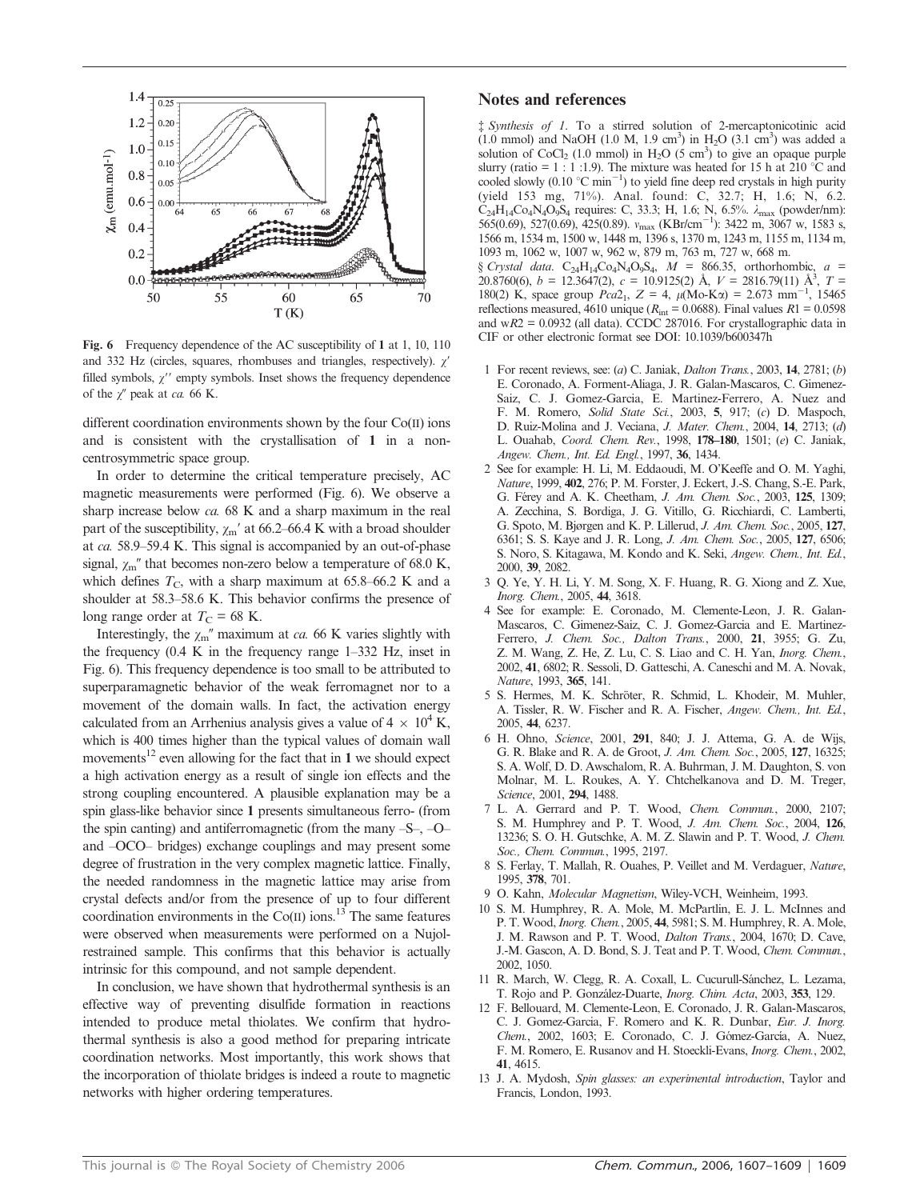1.4
1.2
1.0
0.8
0.6
0.4
0.2
0.0
$\chi_m$ (emu.mol-1)
50 55 60 65 70
T (K)

0.25
0.20
0.15
0.10
0.05
0.00
64 65 66 67 68

**Fig. 6** Frequency dependence of the AC susceptibility of **1** at 1, 10, 110 and 332 Hz (circles, squares, rhombuses and triangles, respectively). $\chi'$ filled symbols, $\chi''$ empty symbols. Inset shows the frequency dependence of the $\chi''$ peak at *ca.* 66 K.

different coordination environments shown by the four Co(II) ions and is consistent with the crystallisation of **1** in a non-centrosymmetric space group.

In order to determine the critical temperature precisely, AC magnetic measurements were performed (Fig. 6). We observe a sharp increase below *ca.* 68 K and a sharp maximum in the real part of the susceptibility, $\chi_m'$ at 66.2–66.4 K with a broad shoulder at *ca.* 58.9–59.4 K. This signal is accompanied by an out-of-phase signal, $\chi_m''$ that becomes non-zero below a temperature of 68.0 K, which defines $T_C$, with a sharp maximum at 65.8–66.2 K and a shoulder at 58.3–58.6 K. This behavior confirms the presence of long range order at $T_C$ = 68 K.

Interestingly, the $\chi_m''$ maximum at *ca.* 66 K varies slightly with the frequency (0.4 K in the frequency range 1–332 Hz, inset in Fig. 6). This frequency dependence is too small to be attributed to superparamagnetic behavior of the weak ferromagnet nor to a movement of the domain walls. In fact, the activation energy calculated from an Arrhenius analysis gives a value of $4 \times 10^4$ K, which is 400 times higher than the typical values of domain wall movements[12] even allowing for the fact that in **1** we should expect a high activation energy as a result of single ion effects and the strong coupling encountered. A plausible explanation may be a spin glass-like behavior since **1** presents simultaneous ferro- (from the spin canting) and antiferromagnetic (from the many –S–, –O– and –OCO– bridges) exchange couplings and may present some degree of frustration in the very complex magnetic lattice. Finally, the needed randomness in the magnetic lattice may arise from crystal defects and/or from the presence of up to four different coordination environments in the Co(II) ions.[13] The same features were observed when measurements were performed on a Nujol-restrained sample. This confirms that this behavior is actually intrinsic for this compound, and not sample dependent.

In conclusion, we have shown that hydrothermal synthesis is an effective way of preventing disulfide formation in reactions intended to produce metal thiolates. We confirm that hydrothermal synthesis is also a good method for preparing intricate coordination networks. Most importantly, this work shows that the incorporation of thiolate bridges is indeed a route to magnetic networks with higher ordering temperatures.

## Notes and references

‡ *Synthesis of 1*. To a stirred solution of 2-mercaptonicotinic acid (1.0 mmol) and NaOH (1.0 M, 1.9 cm$^3$) in $H_2O$ (3.1 cm$^3$) was added a solution of $CoCl_2$ (1.0 mmol) in $H_2O$ (5 cm$^3$) to give an opaque purple slurry (ratio = 1 : 1 :1.9). The mixture was heated for 15 h at 210 °C and cooled slowly (0.10 °C min$^{-1}$) to yield fine deep red crystals in high purity (yield 153 mg, 71%). Anal. found: C, 32.7; H, 1.6; N, 6.2. $C_{24}H_{14}Co_4N_4O_9S_4$ requires: C, 33.3; H, 1.6; N, 6.5%. $\lambda_{max}$ (powder/nm): 565(0.69), 527(0.69), 425(0.89). $\nu_{max}$ (KBr/cm$^{-1}$): 3422 m, 3067 w, 1583 s, 1566 m, 1534 m, 1500 w, 1448 m, 1396 s, 1370 m, 1243 m, 1155 m, 1134 m, 1093 m, 1062 w, 1007 w, 962 w, 879 m, 763 m, 727 w, 668 m.

§ *Crystal data*. $C_{24}H_{14}Co_4N_4O_9S_4$, $M$ = 866.35, orthorhombic, $a$ = 20.8760(6), $b$ = 12.3647(2), $c$ = 10.9125(2) Å, $V$ = 2816.79(11) Å$^3$, $T$ = 180(2) K, space group $Pca2_1$, $Z$ = 4, $\mu$(Mo-K$\alpha$) = 2.673 mm$^{-1}$, 15465 reflections measured, 4610 unique ($R_{int}$ = 0.0688). Final values $R1$ = 0.0598 and w$R2$ = 0.0932 (all data). CCDC 287016. For crystallographic data in CIF or other electronic format see DOI: 10.1039/b600347h

1. For recent reviews, see: (*a*) C. Janiak, *Dalton Trans.*, 2003, **14**, 2781; (*b*) E. Coronado, A. Forment-Aliaga, J. R. Galan-Mascaros, C. Gimenez-Saiz, C. J. Gomez-Garcia, E. Martinez-Ferrero, A. Nuez and F. M. Romero, *Solid State Sci.*, 2003, **5**, 917; (*c*) D. Maspoch, D. Ruiz-Molina and J. Veciana, *J. Mater. Chem.*, 2004, **14**, 2713; (*d*) L. Ouahab, *Coord. Chem. Rev.*, 1998, **178–180**, 1501; (*e*) C. Janiak, *Angew. Chem., Int. Ed. Engl.*, 1997, **36**, 1434.
2. See for example: H. Li, M. Eddaoudi, M. O'Keeffe and O. M. Yaghi, *Nature*, 1999, **402**, 276; P. M. Forster, J. Eckert, J.-S. Chang, S.-E. Park, G. Férey and A. K. Cheetham, *J. Am. Chem. Soc.*, 2003, **125**, 1309; A. Zecchina, S. Bordiga, J. G. Vitillo, G. Ricchiardi, C. Lamberti, G. Spoto, M. Bjørgen and K. P. Lillerud, *J. Am. Chem. Soc.*, 2005, **127**, 6361; S. S. Kaye and J. R. Long, *J. Am. Chem. Soc.*, 2005, **127**, 6506; S. Noro, S. Kitagawa, M. Kondo and K. Seki, *Angew. Chem., Int. Ed.*, 2000, **39**, 2082.
3. Q. Ye, Y. H. Li, Y. M. Song, X. F. Huang, R. G. Xiong and Z. Xue, *Inorg. Chem.*, 2005, **44**, 3618.
4. See for example: E. Coronado, M. Clemente-Leon, J. R. Galan-Mascaros, C. Gimenez-Saiz, C. J. Gomez-Garcia and E. Martinez-Ferrero, *J. Chem. Soc., Dalton Trans.*, 2000, **21**, 3955; G. Zu, Z. M. Wang, Z. He, Z. Lu, C. S. Liao and C. H. Yan, *Inorg. Chem.*, 2002, **41**, 6802; R. Sessoli, D. Gatteschi, A. Caneschi and M. A. Novak, *Nature*, 1993, **365**, 141.
5. S. Hermes, M. K. Schröter, R. Schmid, L. Khodeir, M. Muhler, A. Tissler, R. W. Fischer and R. A. Fischer, *Angew. Chem., Int. Ed.*, 2005, **44**, 6237.
6. H. Ohno, *Science*, 2001, **291**, 840; J. J. Attema, G. A. de Wijs, G. R. Blake and R. A. de Groot, *J. Am. Chem. Soc.*, 2005, **127**, 16325; S. A. Wolf, D. D. Awschalom, R. A. Buhrman, J. M. Daughton, S. von Molnar, M. L. Roukes, A. Y. Chtchelkanova and D. M. Treger, *Science*, 2001, **294**, 1488.
7. L. A. Gerrard and P. T. Wood, *Chem. Commun.*, 2000, 2107; S. M. Humphrey and P. T. Wood, *J. Am. Chem. Soc.*, 2004, **126**, 13236; S. O. H. Gutschke, A. M. Z. Slawin and P. T. Wood, *J. Chem. Soc., Chem. Commun.*, 1995, 2197.
8. S. Ferlay, T. Mallah, R. Ouahes, P. Veillet and M. Verdaguer, *Nature*, 1995, **378**, 701.
9. O. Kahn, *Molecular Magnetism*, Wiley-VCH, Weinheim, 1993.
10. S. M. Humphrey, R. A. Mole, M. McPartlin, E. J. L. McInnes and P. T. Wood, *Inorg. Chem.*, 2005, **44**, 5981; S. M. Humphrey, R. A. Mole, J. M. Rawson and P. T. Wood, *Dalton Trans.*, 2004, 1670; D. Cave, J.-M. Gascon, A. D. Bond, S. J. Teat and P. T. Wood, *Chem. Commun.*, 2002, 1050.
11. R. March, W. Clegg, R. A. Coxall, L. Cucurull-Sánchez, L. Lezama, T. Rojo and P. González-Duarte, *Inorg. Chim. Acta*, 2003, **353**, 129.
12. F. Bellouard, M. Clemente-Leon, E. Coronado, J. R. Galan-Mascaros, C. J. Gomez-Garcia, F. Romero and K. R. Dunbar, *Eur. J. Inorg. Chem.*, 2002, 1603; E. Coronado, C. J. Gómez-García, A. Nuez, F. M. Romero, E. Rusanov and H. Stoeckli-Evans, *Inorg. Chem.*, 2002, **41**, 4615.
13. J. A. Mydosh, *Spin glasses: an experimental introduction*, Taylor and Francis, London, 1993.